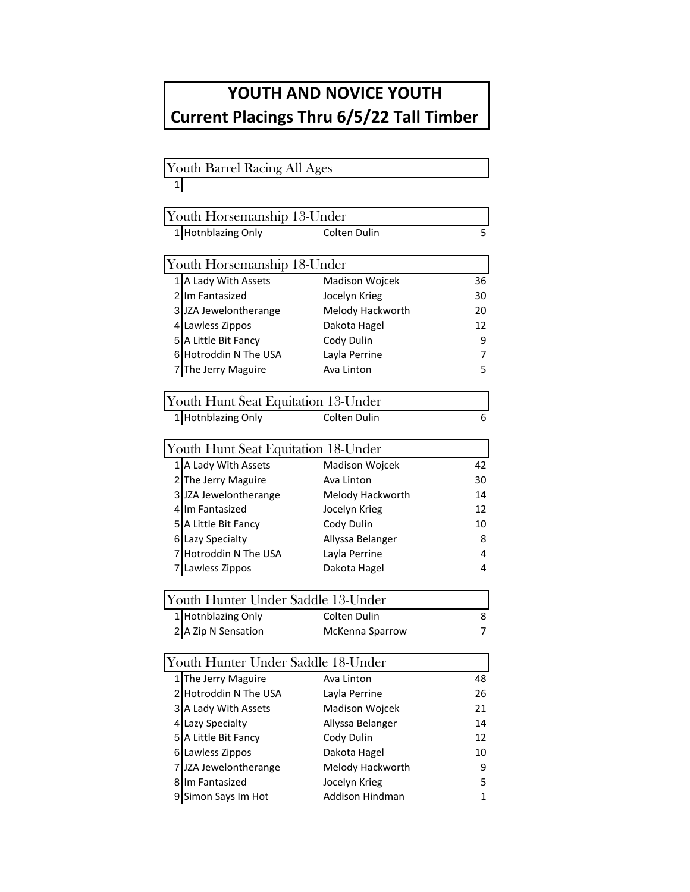# YOUTH AND NOVICE YOUTH
# Current Placings Thru 6/5/22 Tall Timber

## Youth Barrel Racing All Ages

| Place | Horse | Rider | Points |
|---|---|---|---|
| 1 | | | |

## Youth Horsemanship 13-Under

| Place | Horse | Rider | Points |
|---|---|---|---|
| 1 | Hotnblazing Only | Colten Dulin | 5 |

## Youth Horsemanship 18-Under

| Place | Horse | Rider | Points |
|---|---|---|---|
| 1 | A Lady With Assets | Madison Wojcek | 36 |
| 2 | Im Fantasized | Jocelyn Krieg | 30 |
| 3 | JZA Jewelontherange | Melody Hackworth | 20 |
| 4 | Lawless Zippos | Dakota Hagel | 12 |
| 5 | A Little Bit Fancy | Cody Dulin | 9 |
| 6 | Hotroddin N The USA | Layla Perrine | 7 |
| 7 | The Jerry Maguire | Ava Linton | 5 |

## Youth Hunt Seat Equitation 13-Under

| Place | Horse | Rider | Points |
|---|---|---|---|
| 1 | Hotnblazing Only | Colten Dulin | 6 |

## Youth Hunt Seat Equitation 18-Under

| Place | Horse | Rider | Points |
|---|---|---|---|
| 1 | A Lady With Assets | Madison Wojcek | 42 |
| 2 | The Jerry Maguire | Ava Linton | 30 |
| 3 | JZA Jewelontherange | Melody Hackworth | 14 |
| 4 | Im Fantasized | Jocelyn Krieg | 12 |
| 5 | A Little Bit Fancy | Cody Dulin | 10 |
| 6 | Lazy Specialty | Allyssa Belanger | 8 |
| 7 | Hotroddin N The USA | Layla Perrine | 4 |
| 7 | Lawless Zippos | Dakota Hagel | 4 |

## Youth Hunter Under Saddle 13-Under

| Place | Horse | Rider | Points |
|---|---|---|---|
| 1 | Hotnblazing Only | Colten Dulin | 8 |
| 2 | A Zip N Sensation | McKenna Sparrow | 7 |

## Youth Hunter Under Saddle 18-Under

| Place | Horse | Rider | Points |
|---|---|---|---|
| 1 | The Jerry Maguire | Ava Linton | 48 |
| 2 | Hotroddin N The USA | Layla Perrine | 26 |
| 3 | A Lady With Assets | Madison Wojcek | 21 |
| 4 | Lazy Specialty | Allyssa Belanger | 14 |
| 5 | A Little Bit Fancy | Cody Dulin | 12 |
| 6 | Lawless Zippos | Dakota Hagel | 10 |
| 7 | JZA Jewelontherange | Melody Hackworth | 9 |
| 8 | Im Fantasized | Jocelyn Krieg | 5 |
| 9 | Simon Says Im Hot | Addison Hindman | 1 |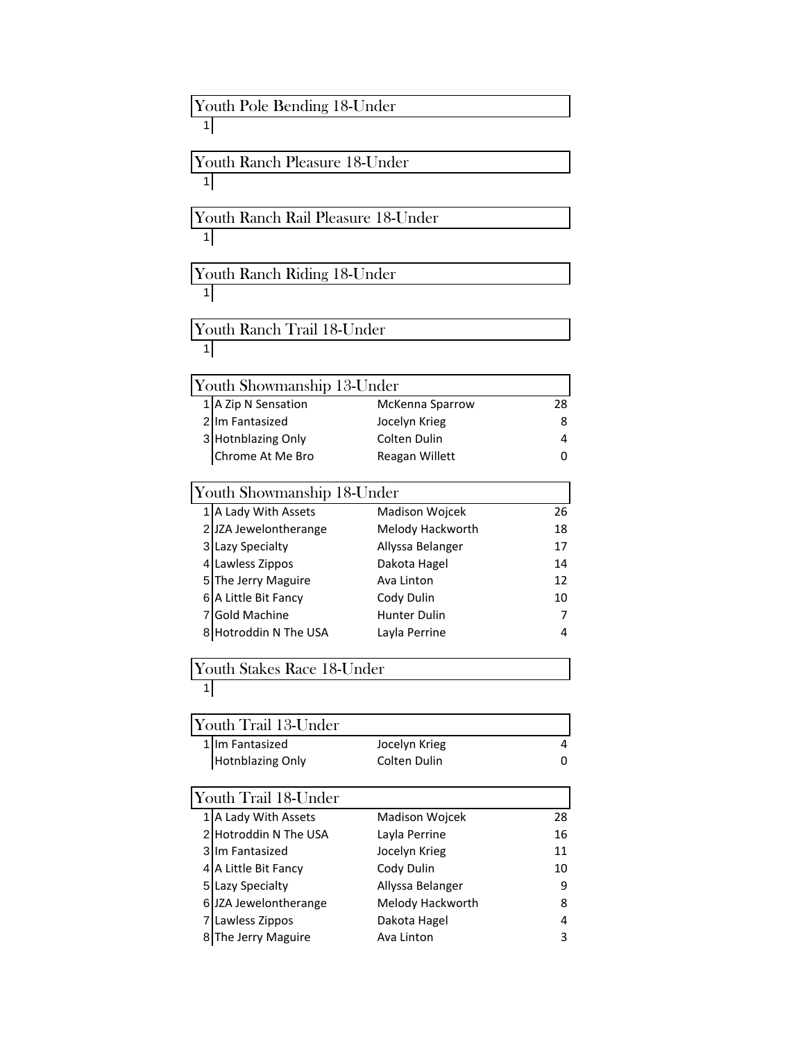## Youth Pole Bending 18-Under

| Place | Horse | Rider | Points |
|---|---|---|---|
| 1 | | | |

## Youth Ranch Pleasure 18-Under

| Place | Horse | Rider | Points |
|---|---|---|---|
| 1 | | | |

## Youth Ranch Rail Pleasure 18-Under

| Place | Horse | Rider | Points |
|---|---|---|---|
| 1 | | | |

## Youth Ranch Riding 18-Under

| Place | Horse | Rider | Points |
|---|---|---|---|
| 1 | | | |

## Youth Ranch Trail 18-Under

| Place | Horse | Rider | Points |
|---|---|---|---|
| 1 | | | |

## Youth Showmanship 13-Under

| Place | Horse | Rider | Points |
|---|---|---|---|
| 1 | A Zip N Sensation | McKenna Sparrow | 28 |
| 2 | Im Fantasized | Jocelyn Krieg | 8 |
| 3 | Hotnblazing Only | Colten Dulin | 4 |
| | Chrome At Me Bro | Reagan Willett | 0 |

## Youth Showmanship 18-Under

| Place | Horse | Rider | Points |
|---|---|---|---|
| 1 | A Lady With Assets | Madison Wojcek | 26 |
| 2 | JZA Jewelontherange | Melody Hackworth | 18 |
| 3 | Lazy Specialty | Allyssa Belanger | 17 |
| 4 | Lawless Zippos | Dakota Hagel | 14 |
| 5 | The Jerry Maguire | Ava Linton | 12 |
| 6 | A Little Bit Fancy | Cody Dulin | 10 |
| 7 | Gold Machine | Hunter Dulin | 7 |
| 8 | Hotroddin N The USA | Layla Perrine | 4 |

## Youth Stakes Race 18-Under

| Place | Horse | Rider | Points |
|---|---|---|---|
| 1 | | | |

## Youth Trail 13-Under

| Place | Horse | Rider | Points |
|---|---|---|---|
| 1 | Im Fantasized | Jocelyn Krieg | 4 |
| | Hotnblazing Only | Colten Dulin | 0 |

## Youth Trail 18-Under

| Place | Horse | Rider | Points |
|---|---|---|---|
| 1 | A Lady With Assets | Madison Wojcek | 28 |
| 2 | Hotroddin N The USA | Layla Perrine | 16 |
| 3 | Im Fantasized | Jocelyn Krieg | 11 |
| 4 | A Little Bit Fancy | Cody Dulin | 10 |
| 5 | Lazy Specialty | Allyssa Belanger | 9 |
| 6 | JZA Jewelontherange | Melody Hackworth | 8 |
| 7 | Lawless Zippos | Dakota Hagel | 4 |
| 8 | The Jerry Maguire | Ava Linton | 3 |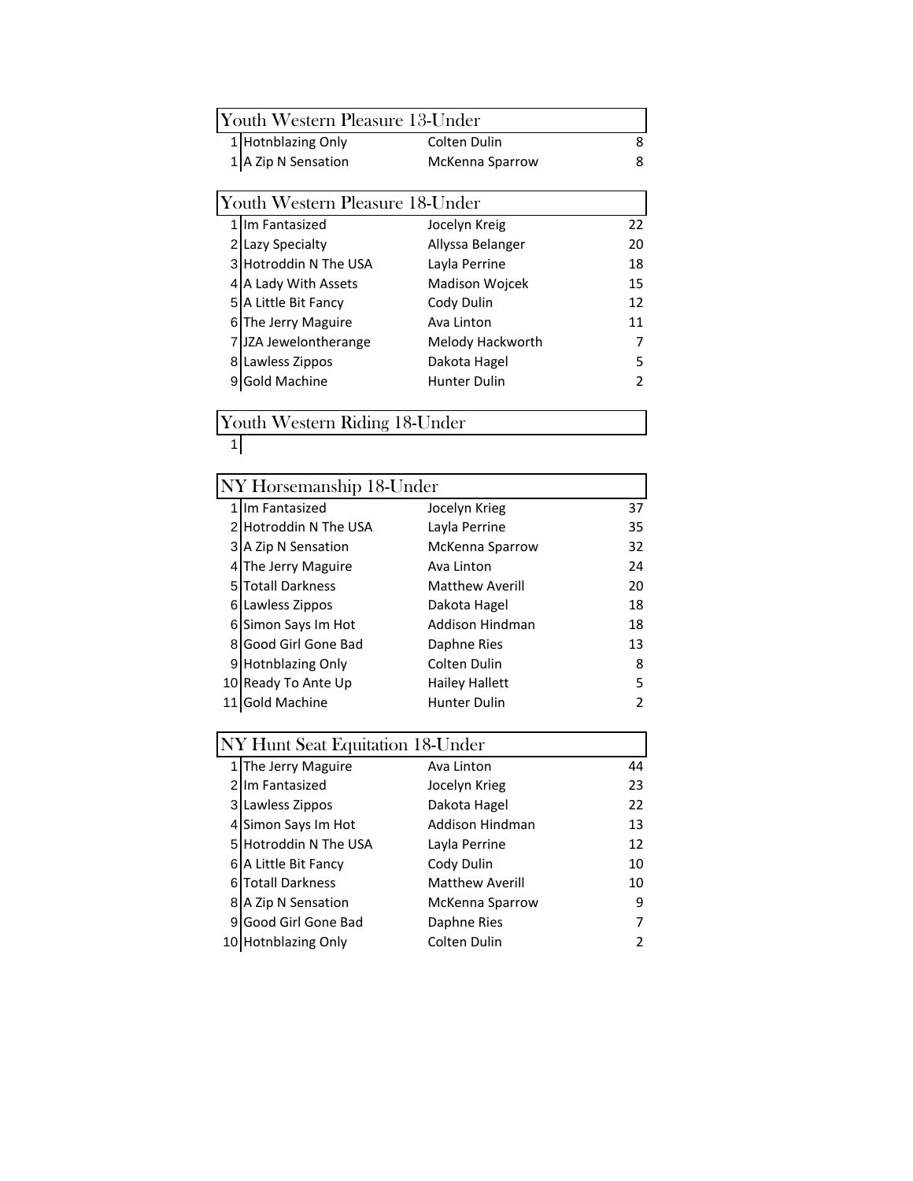## Youth Western Pleasure 13-Under

| Place | Horse | Rider | Points |
|---|---|---|---|
| 1 | Hotnblazing Only | Colten Dulin | 8 |
| 1 | A Zip N Sensation | McKenna Sparrow | 8 |

## Youth Western Pleasure 18-Under

| Place | Horse | Rider | Points |
|---|---|---|---|
| 1 | Im Fantasized | Jocelyn Kreig | 22 |
| 2 | Lazy Specialty | Allyssa Belanger | 20 |
| 3 | Hotroddin N The USA | Layla Perrine | 18 |
| 4 | A Lady With Assets | Madison Wojcek | 15 |
| 5 | A Little Bit Fancy | Cody Dulin | 12 |
| 6 | The Jerry Maguire | Ava Linton | 11 |
| 7 | JZA Jewelontherange | Melody Hackworth | 7 |
| 8 | Lawless Zippos | Dakota Hagel | 5 |
| 9 | Gold Machine | Hunter Dulin | 2 |

## Youth Western Riding 18-Under

| Place | Horse | Rider | Points |
|---|---|---|---|
| 1 | | | |

## NY Horsemanship 18-Under

| Place | Horse | Rider | Points |
|---|---|---|---|
| 1 | Im Fantasized | Jocelyn Krieg | 37 |
| 2 | Hotroddin N The USA | Layla Perrine | 35 |
| 3 | A Zip N Sensation | McKenna Sparrow | 32 |
| 4 | The Jerry Maguire | Ava Linton | 24 |
| 5 | Totall Darkness | Matthew Averill | 20 |
| 6 | Lawless Zippos | Dakota Hagel | 18 |
| 6 | Simon Says Im Hot | Addison Hindman | 18 |
| 8 | Good Girl Gone Bad | Daphne Ries | 13 |
| 9 | Hotnblazing Only | Colten Dulin | 8 |
| 10 | Ready To Ante Up | Hailey Hallett | 5 |
| 11 | Gold Machine | Hunter Dulin | 2 |

## NY Hunt Seat Equitation 18-Under

| Place | Horse | Rider | Points |
|---|---|---|---|
| 1 | The Jerry Maguire | Ava Linton | 44 |
| 2 | Im Fantasized | Jocelyn Krieg | 23 |
| 3 | Lawless Zippos | Dakota Hagel | 22 |
| 4 | Simon Says Im Hot | Addison Hindman | 13 |
| 5 | Hotroddin N The USA | Layla Perrine | 12 |
| 6 | A Little Bit Fancy | Cody Dulin | 10 |
| 6 | Totall Darkness | Matthew Averill | 10 |
| 8 | A Zip N Sensation | McKenna Sparrow | 9 |
| 9 | Good Girl Gone Bad | Daphne Ries | 7 |
| 10 | Hotnblazing Only | Colten Dulin | 2 |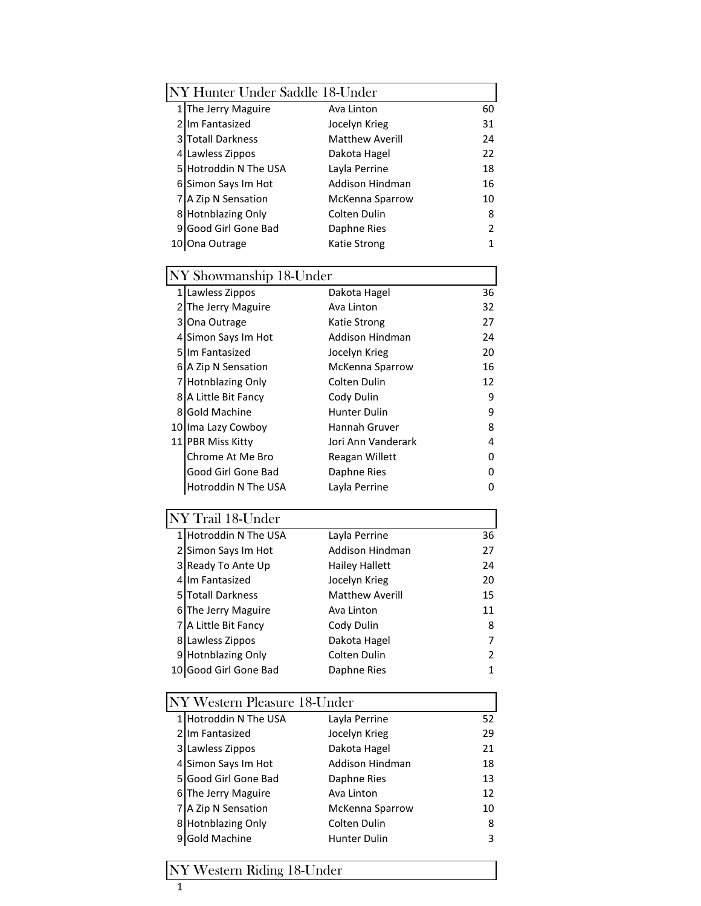## NY Hunter Under Saddle 18-Under

| | | | |
|---|---|---|---|
| 1 | The Jerry Maguire | Ava Linton | 60 |
| 2 | Im Fantasized | Jocelyn Krieg | 31 |
| 3 | Totall Darkness | Matthew Averill | 24 |
| 4 | Lawless Zippos | Dakota Hagel | 22 |
| 5 | Hotroddin N The USA | Layla Perrine | 18 |
| 6 | Simon Says Im Hot | Addison Hindman | 16 |
| 7 | A Zip N Sensation | McKenna Sparrow | 10 |
| 8 | Hotnblazing Only | Colten Dulin | 8 |
| 9 | Good Girl Gone Bad | Daphne Ries | 2 |
| 10 | Ona Outrage | Katie Strong | 1 |

## NY Showmanship 18-Under

| | | | |
|---|---|---|---|
| 1 | Lawless Zippos | Dakota Hagel | 36 |
| 2 | The Jerry Maguire | Ava Linton | 32 |
| 3 | Ona Outrage | Katie Strong | 27 |
| 4 | Simon Says Im Hot | Addison Hindman | 24 |
| 5 | Im Fantasized | Jocelyn Krieg | 20 |
| 6 | A Zip N Sensation | McKenna Sparrow | 16 |
| 7 | Hotnblazing Only | Colten Dulin | 12 |
| 8 | A Little Bit Fancy | Cody Dulin | 9 |
| 8 | Gold Machine | Hunter Dulin | 9 |
| 10 | Ima Lazy Cowboy | Hannah Gruver | 8 |
| 11 | PBR Miss Kitty | Jori Ann Vanderark | 4 |
| | Chrome At Me Bro | Reagan Willett | 0 |
| | Good Girl Gone Bad | Daphne Ries | 0 |
| | Hotroddin N The USA | Layla Perrine | 0 |

## NY Trail 18-Under

| | | | |
|---|---|---|---|
| 1 | Hotroddin N The USA | Layla Perrine | 36 |
| 2 | Simon Says Im Hot | Addison Hindman | 27 |
| 3 | Ready To Ante Up | Hailey Hallett | 24 |
| 4 | Im Fantasized | Jocelyn Krieg | 20 |
| 5 | Totall Darkness | Matthew Averill | 15 |
| 6 | The Jerry Maguire | Ava Linton | 11 |
| 7 | A Little Bit Fancy | Cody Dulin | 8 |
| 8 | Lawless Zippos | Dakota Hagel | 7 |
| 9 | Hotnblazing Only | Colten Dulin | 2 |
| 10 | Good Girl Gone Bad | Daphne Ries | 1 |

## NY Western Pleasure 18-Under

| | | | |
|---|---|---|---|
| 1 | Hotroddin N The USA | Layla Perrine | 52 |
| 2 | Im Fantasized | Jocelyn Krieg | 29 |
| 3 | Lawless Zippos | Dakota Hagel | 21 |
| 4 | Simon Says Im Hot | Addison Hindman | 18 |
| 5 | Good Girl Gone Bad | Daphne Ries | 13 |
| 6 | The Jerry Maguire | Ava Linton | 12 |
| 7 | A Zip N Sensation | McKenna Sparrow | 10 |
| 8 | Hotnblazing Only | Colten Dulin | 8 |
| 9 | Gold Machine | Hunter Dulin | 3 |

## NY Western Riding 18-Under

| | | | |
|---|---|---|---|
| 1 | | | |